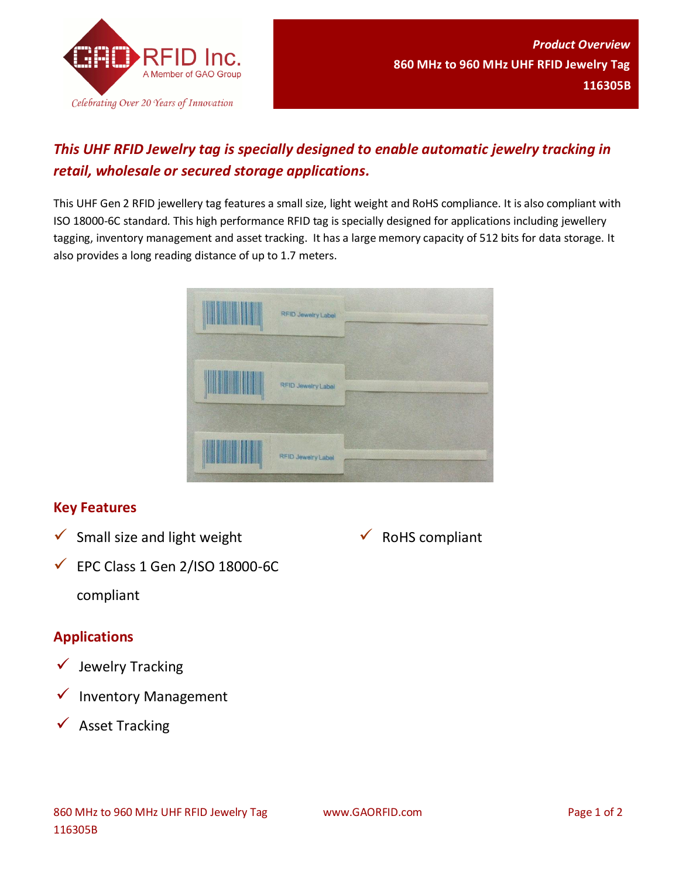GAO RFID Inc.
A Member of GAO Group
*Celebrating Over 20 Years of Innovation*

***Product Overview***
**860 MHz to 960 MHz UHF RFID Jewelry Tag**
**116305B**

## *This UHF RFID Jewelry tag is specially designed to enable automatic jewelry tracking in retail, wholesale or secured storage applications.*

This UHF Gen 2 RFID jewellery tag features a small size, light weight and RoHS compliance. It is also compliant with ISO 18000-6C standard. This high performance RFID tag is specially designed for applications including jewellery tagging, inventory management and asset tracking. It has a large memory capacity of 512 bits for data storage. It also provides a long reading distance of up to 1.7 meters.

## Key Features

- ✓ Small size and light weight
- ✓ EPC Class 1 Gen 2/ISO 18000-6C compliant
- ✓ RoHS compliant

## Applications

- ✓ Jewelry Tracking
- ✓ Inventory Management
- ✓ Asset Tracking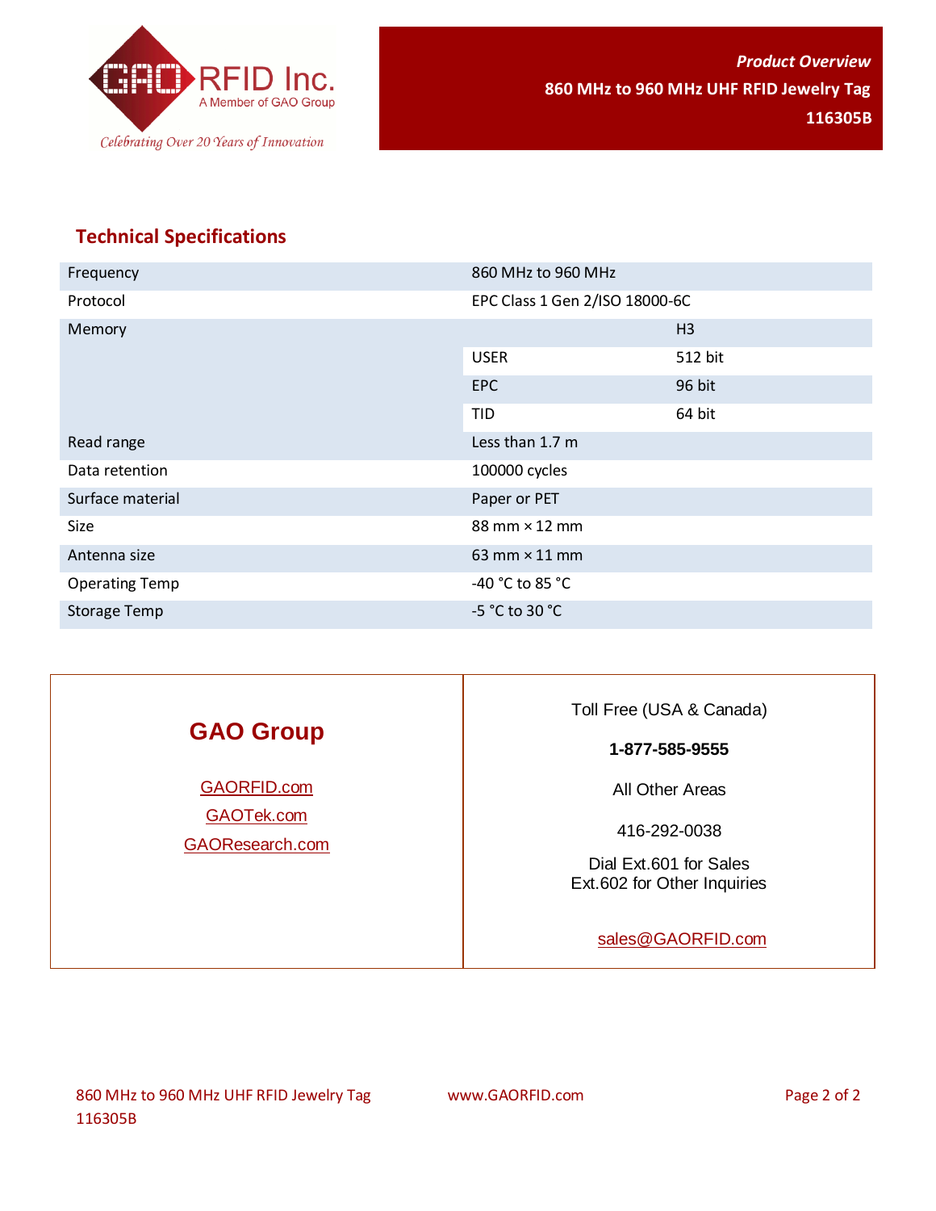**GAO RFID Inc.**
A Member of GAO Group
*Celebrating Over 20 Years of Innovation*

***Product Overview***
**860 MHz to 960 MHz UHF RFID Jewelry Tag**
**116305B**

## Technical Specifications

| | | |
|---|---|---|
| Frequency | 860 MHz to 960 MHz | |
| Protocol | EPC Class 1 Gen 2/ISO 18000-6C | |
| Memory | | H3 |
| | USER | 512 bit |
| | EPC | 96 bit |
| | TID | 64 bit |
| Read range | Less than 1.7 m | |
| Data retention | 100000 cycles | |
| Surface material | Paper or PET | |
| Size | 88 mm × 12 mm | |
| Antenna size | 63 mm × 11 mm | |
| Operating Temp | -40 °C to 85 °C | |
| Storage Temp | -5 °C to 30 °C | |

| | |
|---|---|
| **GAO Group**<br><br>GAORFID.com<br>GAOTek.com<br>GAOResearch.com | Toll Free (USA & Canada)<br><br>**1-877-585-9555**<br><br>All Other Areas<br><br>416-292-0038<br><br>Dial Ext.601 for Sales<br>Ext.602 for Other Inquiries<br><br>sales@GAORFID.com |